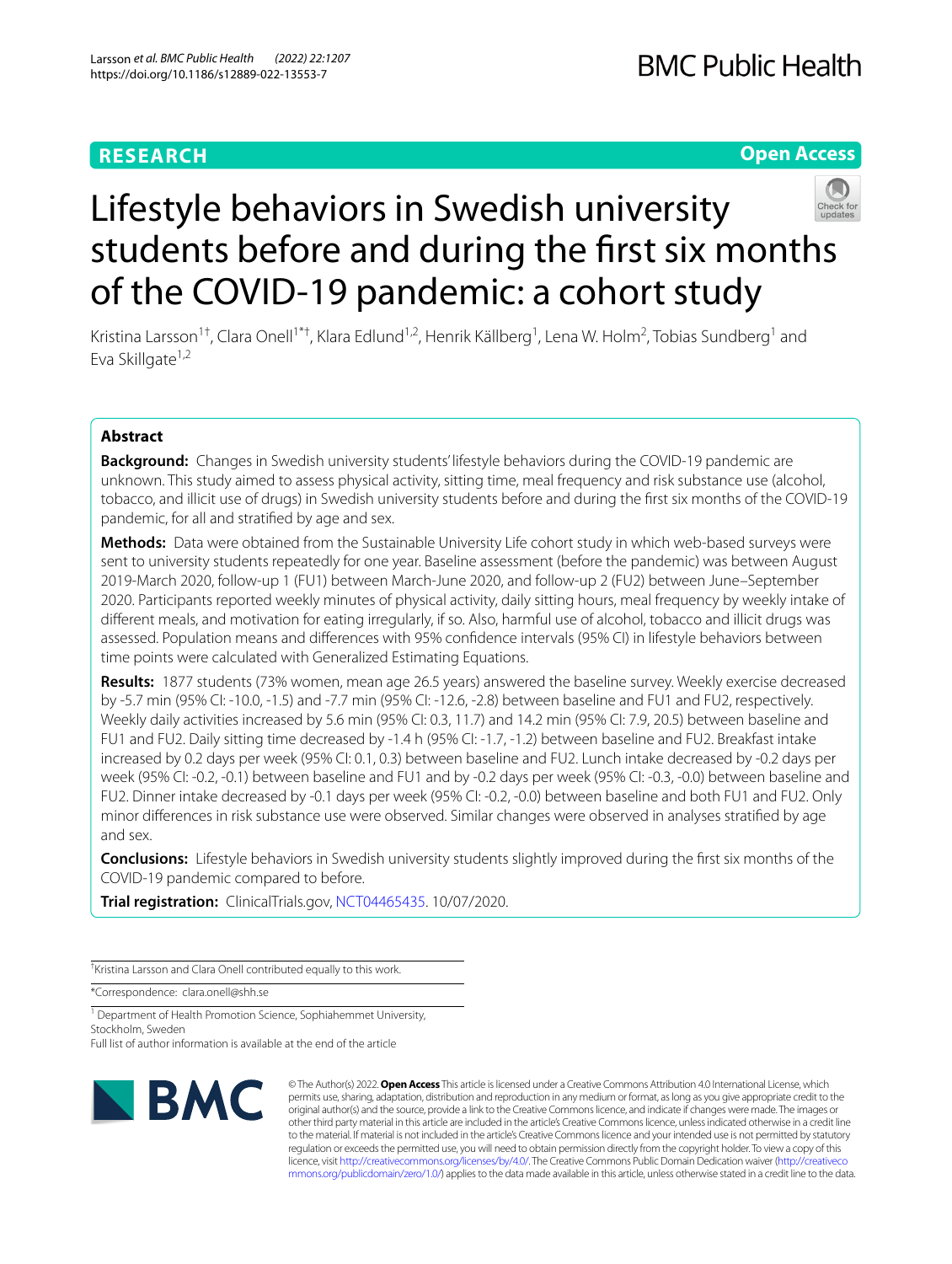RESEARCH

Open Access

# Lifestyle behaviors in Swedish university students before and during the first six months of the COVID-19 pandemic: a cohort study

Kristina Larsson[1†], Clara Onell[1*†], Klara Edlund[1,2], Henrik Källberg[1], Lena W. Holm[2], Tobias Sundberg[1] and Eva Skillgate[1,2]

## Abstract

**Background:** Changes in Swedish university students' lifestyle behaviors during the COVID-19 pandemic are unknown. This study aimed to assess physical activity, sitting time, meal frequency and risk substance use (alcohol, tobacco, and illicit use of drugs) in Swedish university students before and during the first six months of the COVID-19 pandemic, for all and stratified by age and sex.

**Methods:** Data were obtained from the Sustainable University Life cohort study in which web-based surveys were sent to university students repeatedly for one year. Baseline assessment (before the pandemic) was between August 2019-March 2020, follow-up 1 (FU1) between March-June 2020, and follow-up 2 (FU2) between June–September 2020. Participants reported weekly minutes of physical activity, daily sitting hours, meal frequency by weekly intake of different meals, and motivation for eating irregularly, if so. Also, harmful use of alcohol, tobacco and illicit drugs was assessed. Population means and differences with 95% confidence intervals (95% CI) in lifestyle behaviors between time points were calculated with Generalized Estimating Equations.

**Results:** 1877 students (73% women, mean age 26.5 years) answered the baseline survey. Weekly exercise decreased by -5.7 min (95% CI: -10.0, -1.5) and -7.7 min (95% CI: -12.6, -2.8) between baseline and FU1 and FU2, respectively. Weekly daily activities increased by 5.6 min (95% CI: 0.3, 11.7) and 14.2 min (95% CI: 7.9, 20.5) between baseline and FU1 and FU2. Daily sitting time decreased by -1.4 h (95% CI: -1.7, -1.2) between baseline and FU2. Breakfast intake increased by 0.2 days per week (95% CI: 0.1, 0.3) between baseline and FU2. Lunch intake decreased by -0.2 days per week (95% CI: -0.2, -0.1) between baseline and FU1 and by -0.2 days per week (95% CI: -0.3, -0.0) between baseline and FU2. Dinner intake decreased by -0.1 days per week (95% CI: -0.2, -0.0) between baseline and both FU1 and FU2. Only minor differences in risk substance use were observed. Similar changes were observed in analyses stratified by age and sex.

**Conclusions:** Lifestyle behaviors in Swedish university students slightly improved during the first six months of the COVID-19 pandemic compared to before.

**Trial registration:** ClinicalTrials.gov, NCT04465435. 10/07/2020.

[†]Kristina Larsson and Clara Onell contributed equally to this work.

*Correspondence: clara.onell@shh.se

[1] Department of Health Promotion Science, Sophiahemmet University, Stockholm, Sweden

Full list of author information is available at the end of the article

© The Author(s) 2022. **Open Access** This article is licensed under a Creative Commons Attribution 4.0 International License, which permits use, sharing, adaptation, distribution and reproduction in any medium or format, as long as you give appropriate credit to the original author(s) and the source, provide a link to the Creative Commons licence, and indicate if changes were made. The images or other third party material in this article are included in the article's Creative Commons licence, unless indicated otherwise in a credit line to the material. If material is not included in the article's Creative Commons licence and your intended use is not permitted by statutory regulation or exceeds the permitted use, you will need to obtain permission directly from the copyright holder. To view a copy of this licence, visit http://creativecommons.org/licenses/by/4.0/. The Creative Commons Public Domain Dedication waiver (http://creativecommons.org/publicdomain/zero/1.0/) applies to the data made available in this article, unless otherwise stated in a credit line to the data.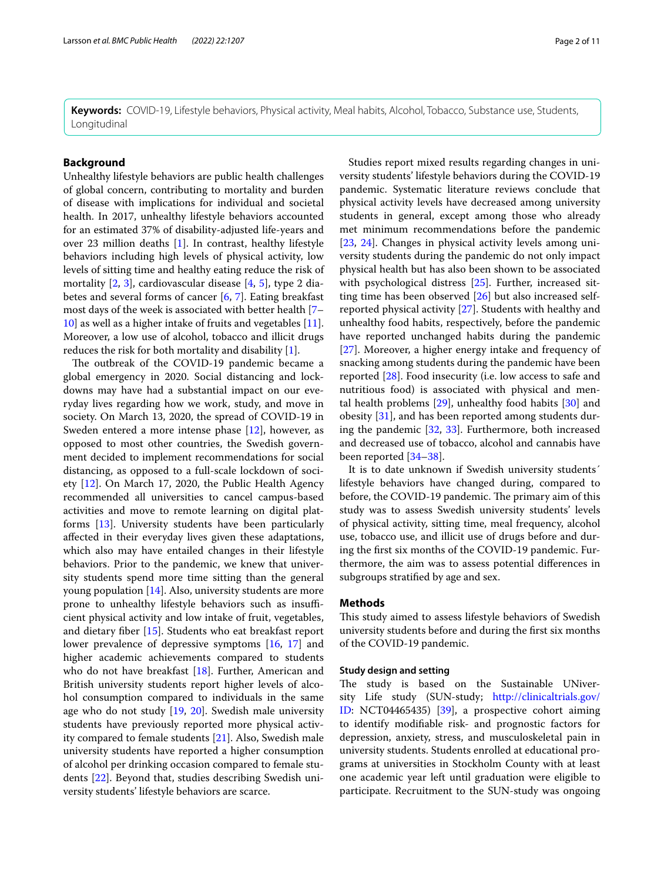**Keywords:** COVID-19, Lifestyle behaviors, Physical activity, Meal habits, Alcohol, Tobacco, Substance use, Students, Longitudinal

## Background

Unhealthy lifestyle behaviors are public health challenges of global concern, contributing to mortality and burden of disease with implications for individual and societal health. In 2017, unhealthy lifestyle behaviors accounted for an estimated 37% of disability-adjusted life-years and over 23 million deaths [1]. In contrast, healthy lifestyle behaviors including high levels of physical activity, low levels of sitting time and healthy eating reduce the risk of mortality [2, 3], cardiovascular disease [4, 5], type 2 diabetes and several forms of cancer [6, 7]. Eating breakfast most days of the week is associated with better health [7–10] as well as a higher intake of fruits and vegetables [11]. Moreover, a low use of alcohol, tobacco and illicit drugs reduces the risk for both mortality and disability [1].

The outbreak of the COVID-19 pandemic became a global emergency in 2020. Social distancing and lockdowns may have had a substantial impact on our everyday lives regarding how we work, study, and move in society. On March 13, 2020, the spread of COVID-19 in Sweden entered a more intense phase [12], however, as opposed to most other countries, the Swedish government decided to implement recommendations for social distancing, as opposed to a full-scale lockdown of society [12]. On March 17, 2020, the Public Health Agency recommended all universities to cancel campus-based activities and move to remote learning on digital platforms [13]. University students have been particularly affected in their everyday lives given these adaptations, which also may have entailed changes in their lifestyle behaviors. Prior to the pandemic, we knew that university students spend more time sitting than the general young population [14]. Also, university students are more prone to unhealthy lifestyle behaviors such as insufficient physical activity and low intake of fruit, vegetables, and dietary fiber [15]. Students who eat breakfast report lower prevalence of depressive symptoms [16, 17] and higher academic achievements compared to students who do not have breakfast [18]. Further, American and British university students report higher levels of alcohol consumption compared to individuals in the same age who do not study [19, 20]. Swedish male university students have previously reported more physical activity compared to female students [21]. Also, Swedish male university students have reported a higher consumption of alcohol per drinking occasion compared to female students [22]. Beyond that, studies describing Swedish university students' lifestyle behaviors are scarce.

Studies report mixed results regarding changes in university students' lifestyle behaviors during the COVID-19 pandemic. Systematic literature reviews conclude that physical activity levels have decreased among university students in general, except among those who already met minimum recommendations before the pandemic [23, 24]. Changes in physical activity levels among university students during the pandemic do not only impact physical health but has also been shown to be associated with psychological distress [25]. Further, increased sitting time has been observed [26] but also increased self-reported physical activity [27]. Students with healthy and unhealthy food habits, respectively, before the pandemic have reported unchanged habits during the pandemic [27]. Moreover, a higher energy intake and frequency of snacking among students during the pandemic have been reported [28]. Food insecurity (i.e. low access to safe and nutritious food) is associated with physical and mental health problems [29], unhealthy food habits [30] and obesity [31], and has been reported among students during the pandemic [32, 33]. Furthermore, both increased and decreased use of tobacco, alcohol and cannabis have been reported [34–38].

It is to date unknown if Swedish university students´ lifestyle behaviors have changed during, compared to before, the COVID-19 pandemic. The primary aim of this study was to assess Swedish university students' levels of physical activity, sitting time, meal frequency, alcohol use, tobacco use, and illicit use of drugs before and during the first six months of the COVID-19 pandemic. Furthermore, the aim was to assess potential differences in subgroups stratified by age and sex.

## Methods

This study aimed to assess lifestyle behaviors of Swedish university students before and during the first six months of the COVID-19 pandemic.

### Study design and setting

The study is based on the Sustainable UNiversity Life study (SUN-study; http://clinicaltrials.gov/ ID: NCT04465435) [39], a prospective cohort aiming to identify modifiable risk- and prognostic factors for depression, anxiety, stress, and musculoskeletal pain in university students. Students enrolled at educational programs at universities in Stockholm County with at least one academic year left until graduation were eligible to participate. Recruitment to the SUN-study was ongoing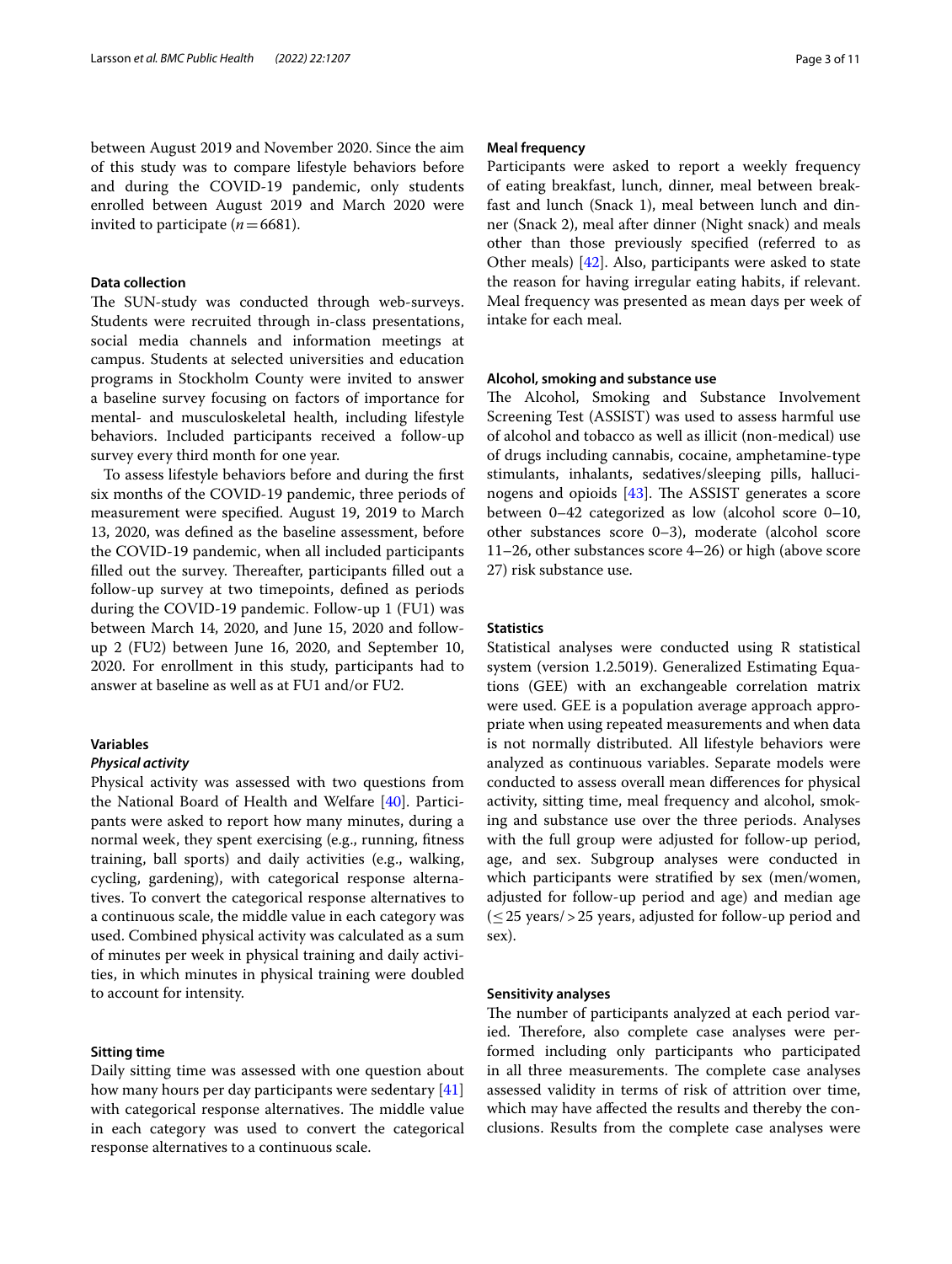between August 2019 and November 2020. Since the aim of this study was to compare lifestyle behaviors before and during the COVID-19 pandemic, only students enrolled between August 2019 and March 2020 were invited to participate ($n = 6681$).

### Data collection

The SUN-study was conducted through web-surveys. Students were recruited through in-class presentations, social media channels and information meetings at campus. Students at selected universities and education programs in Stockholm County were invited to answer a baseline survey focusing on factors of importance for mental- and musculoskeletal health, including lifestyle behaviors. Included participants received a follow-up survey every third month for one year.

To assess lifestyle behaviors before and during the first six months of the COVID-19 pandemic, three periods of measurement were specified. August 19, 2019 to March 13, 2020, was defined as the baseline assessment, before the COVID-19 pandemic, when all included participants filled out the survey. Thereafter, participants filled out a follow-up survey at two timepoints, defined as periods during the COVID-19 pandemic. Follow-up 1 (FU1) was between March 14, 2020, and June 15, 2020 and follow-up 2 (FU2) between June 16, 2020, and September 10, 2020. For enrollment in this study, participants had to answer at baseline as well as at FU1 and/or FU2.

### Variables

#### *Physical activity*

Physical activity was assessed with two questions from the National Board of Health and Welfare [40]. Participants were asked to report how many minutes, during a normal week, they spent exercising (e.g., running, fitness training, ball sports) and daily activities (e.g., walking, cycling, gardening), with categorical response alternatives. To convert the categorical response alternatives to a continuous scale, the middle value in each category was used. Combined physical activity was calculated as a sum of minutes per week in physical training and daily activities, in which minutes in physical training were doubled to account for intensity.

### Sitting time

Daily sitting time was assessed with one question about how many hours per day participants were sedentary [41] with categorical response alternatives. The middle value in each category was used to convert the categorical response alternatives to a continuous scale.

### Meal frequency

Participants were asked to report a weekly frequency of eating breakfast, lunch, dinner, meal between breakfast and lunch (Snack 1), meal between lunch and dinner (Snack 2), meal after dinner (Night snack) and meals other than those previously specified (referred to as Other meals) [42]. Also, participants were asked to state the reason for having irregular eating habits, if relevant. Meal frequency was presented as mean days per week of intake for each meal.

### Alcohol, smoking and substance use

The Alcohol, Smoking and Substance Involvement Screening Test (ASSIST) was used to assess harmful use of alcohol and tobacco as well as illicit (non-medical) use of drugs including cannabis, cocaine, amphetamine-type stimulants, inhalants, sedatives/sleeping pills, hallucinogens and opioids [43]. The ASSIST generates a score between 0–42 categorized as low (alcohol score 0–10, other substances score 0–3), moderate (alcohol score 11–26, other substances score 4–26) or high (above score 27) risk substance use.

### Statistics

Statistical analyses were conducted using R statistical system (version 1.2.5019). Generalized Estimating Equations (GEE) with an exchangeable correlation matrix were used. GEE is a population average approach appropriate when using repeated measurements and when data is not normally distributed. All lifestyle behaviors were analyzed as continuous variables. Separate models were conducted to assess overall mean differences for physical activity, sitting time, meal frequency and alcohol, smoking and substance use over the three periods. Analyses with the full group were adjusted for follow-up period, age, and sex. Subgroup analyses were conducted in which participants were stratified by sex (men/women, adjusted for follow-up period and age) and median age ($\leq 25$ years/$> 25$ years, adjusted for follow-up period and sex).

### Sensitivity analyses

The number of participants analyzed at each period varied. Therefore, also complete case analyses were performed including only participants who participated in all three measurements. The complete case analyses assessed validity in terms of risk of attrition over time, which may have affected the results and thereby the conclusions. Results from the complete case analyses were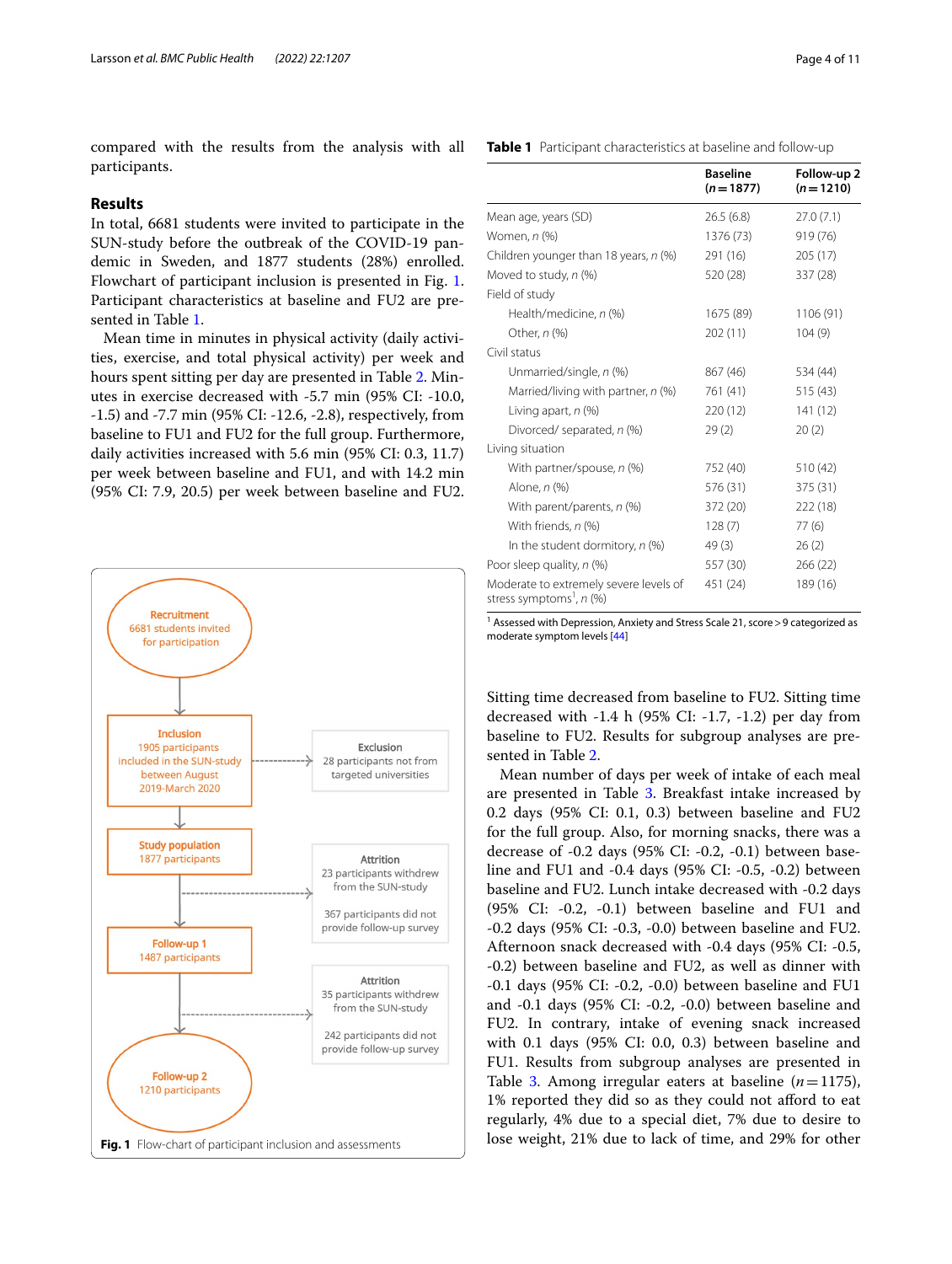compared with the results from the analysis with all participants.

## Results

In total, 6681 students were invited to participate in the SUN-study before the outbreak of the COVID-19 pandemic in Sweden, and 1877 students (28%) enrolled. Flowchart of participant inclusion is presented in Fig. 1. Participant characteristics at baseline and FU2 are presented in Table 1.

Mean time in minutes in physical activity (daily activities, exercise, and total physical activity) per week and hours spent sitting per day are presented in Table 2. Minutes in exercise decreased with -5.7 min (95% CI: -10.0, -1.5) and -7.7 min (95% CI: -12.6, -2.8), respectively, from baseline to FU1 and FU2 for the full group. Furthermore, daily activities increased with 5.6 min (95% CI: 0.3, 11.7) per week between baseline and FU1, and with 14.2 min (95% CI: 7.9, 20.5) per week between baseline and FU2.

Recruitment
6681 students invited for participation

Inclusion
1905 participants included in the SUN-study between August 2019-March 2020

Exclusion
28 participants not from targeted universities

Study population
1877 participants

Attrition
23 participants withdrew from the SUN-study

367 participants did not provide follow-up survey

Follow-up 1
1487 participants

Attrition
35 participants withdrew from the SUN-study

242 participants did not provide follow-up survey

Follow-up 2
1210 participants

**Fig. 1** Flow-chart of participant inclusion and assessments

**Table 1** Participant characteristics at baseline and follow-up

| | Baseline ($n = 1877$) | Follow-up 2 ($n = 1210$) |
|---|---|---|
| Mean age, years (SD) | 26.5 (6.8) | 27.0 (7.1) |
| Women, *n* (%) | 1376 (73) | 919 (76) |
| Children younger than 18 years, *n* (%) | 291 (16) | 205 (17) |
| Moved to study, *n* (%) | 520 (28) | 337 (28) |
| Field of study | | |
| Health/medicine, *n* (%) | 1675 (89) | 1106 (91) |
| Other, *n* (%) | 202 (11) | 104 (9) |
| Civil status | | |
| Unmarried/single, *n* (%) | 867 (46) | 534 (44) |
| Married/living with partner, *n* (%) | 761 (41) | 515 (43) |
| Living apart, *n* (%) | 220 (12) | 141 (12) |
| Divorced/ separated, *n* (%) | 29 (2) | 20 (2) |
| Living situation | | |
| With partner/spouse, *n* (%) | 752 (40) | 510 (42) |
| Alone, *n* (%) | 576 (31) | 375 (31) |
| With parent/parents, *n* (%) | 372 (20) | 222 (18) |
| With friends, *n* (%) | 128 (7) | 77 (6) |
| In the student dormitory, *n* (%) | 49 (3) | 26 (2) |
| Poor sleep quality, *n* (%) | 557 (30) | 266 (22) |
| Moderate to extremely severe levels of stress symptoms[1], *n* (%) | 451 (24) | 189 (16) |

[1] Assessed with Depression, Anxiety and Stress Scale 21, score > 9 categorized as moderate symptom levels [44]

Sitting time decreased from baseline to FU2. Sitting time decreased with -1.4 h (95% CI: -1.7, -1.2) per day from baseline to FU2. Results for subgroup analyses are presented in Table 2.

Mean number of days per week of intake of each meal are presented in Table 3. Breakfast intake increased by 0.2 days (95% CI: 0.1, 0.3) between baseline and FU2 for the full group. Also, for morning snacks, there was a decrease of -0.2 days (95% CI: -0.2, -0.1) between baseline and FU1 and -0.4 days (95% CI: -0.5, -0.2) between baseline and FU2. Lunch intake decreased with -0.2 days (95% CI: -0.2, -0.1) between baseline and FU1 and -0.2 days (95% CI: -0.3, -0.0) between baseline and FU2. Afternoon snack decreased with -0.4 days (95% CI: -0.5, -0.2) between baseline and FU2, as well as dinner with -0.1 days (95% CI: -0.2, -0.0) between baseline and FU1 and -0.1 days (95% CI: -0.2, -0.0) between baseline and FU2. In contrary, intake of evening snack increased with 0.1 days (95% CI: 0.0, 0.3) between baseline and FU1. Results from subgroup analyses are presented in Table 3. Among irregular eaters at baseline ($n = 1175$), 1% reported they did so as they could not afford to eat regularly, 4% due to a special diet, 7% due to desire to lose weight, 21% due to lack of time, and 29% for other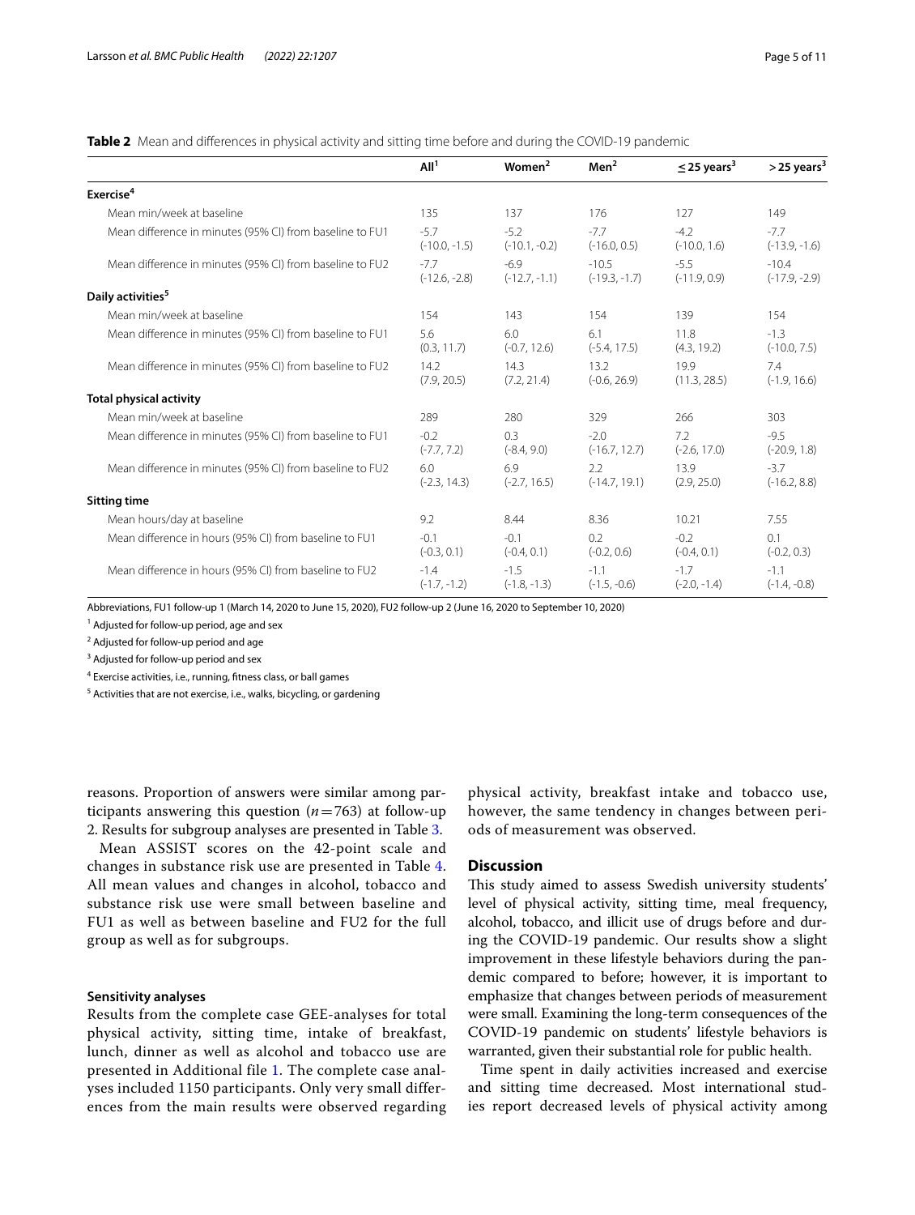**Table 2** Mean and differences in physical activity and sitting time before and during the COVID-19 pandemic

| | All[1] | Women[2] | Men[2] | ≤ 25 years[3] | > 25 years[3] |
|---|---|---|---|---|---|
| **Exercise[4]** | | | | | |
| Mean min/week at baseline | 135 | 137 | 176 | 127 | 149 |
| Mean difference in minutes (95% CI) from baseline to FU1 | -5.7 (-10.0, -1.5) | -5.2 (-10.1, -0.2) | -7.7 (-16.0, 0.5) | -4.2 (-10.0, 1.6) | -7.7 (-13.9, -1.6) |
| Mean difference in minutes (95% CI) from baseline to FU2 | -7.7 (-12.6, -2.8) | -6.9 (-12.7, -1.1) | -10.5 (-19.3, -1.7) | -5.5 (-11.9, 0.9) | -10.4 (-17.9, -2.9) |
| **Daily activities[5]** | | | | | |
| Mean min/week at baseline | 154 | 143 | 154 | 139 | 154 |
| Mean difference in minutes (95% CI) from baseline to FU1 | 5.6 (0.3, 11.7) | 6.0 (-0.7, 12.6) | 6.1 (-5.4, 17.5) | 11.8 (4.3, 19.2) | -1.3 (-10.0, 7.5) |
| Mean difference in minutes (95% CI) from baseline to FU2 | 14.2 (7.9, 20.5) | 14.3 (7.2, 21.4) | 13.2 (-0.6, 26.9) | 19.9 (11.3, 28.5) | 7.4 (-1.9, 16.6) |
| **Total physical activity** | | | | | |
| Mean min/week at baseline | 289 | 280 | 329 | 266 | 303 |
| Mean difference in minutes (95% CI) from baseline to FU1 | -0.2 (-7.7, 7.2) | 0.3 (-8.4, 9.0) | -2.0 (-16.7, 12.7) | 7.2 (-2.6, 17.0) | -9.5 (-20.9, 1.8) |
| Mean difference in minutes (95% CI) from baseline to FU2 | 6.0 (-2.3, 14.3) | 6.9 (-2.7, 16.5) | 2.2 (-14.7, 19.1) | 13.9 (2.9, 25.0) | -3.7 (-16.2, 8.8) |
| **Sitting time** | | | | | |
| Mean hours/day at baseline | 9.2 | 8.44 | 8.36 | 10.21 | 7.55 |
| Mean difference in hours (95% CI) from baseline to FU1 | -0.1 (-0.3, 0.1) | -0.1 (-0.4, 0.1) | 0.2 (-0.2, 0.6) | -0.2 (-0.4, 0.1) | 0.1 (-0.2, 0.3) |
| Mean difference in hours (95% CI) from baseline to FU2 | -1.4 (-1.7, -1.2) | -1.5 (-1.8, -1.3) | -1.1 (-1.5, -0.6) | -1.7 (-2.0, -1.4) | -1.1 (-1.4, -0.8) |

Abbreviations, FU1 follow-up 1 (March 14, 2020 to June 15, 2020), FU2 follow-up 2 (June 16, 2020 to September 10, 2020)

[1] Adjusted for follow-up period, age and sex

[2] Adjusted for follow-up period and age

[3] Adjusted for follow-up period and sex

[4] Exercise activities, i.e., running, fitness class, or ball games

[5] Activities that are not exercise, i.e., walks, bicycling, or gardening

reasons. Proportion of answers were similar among participants answering this question ($n = 763$) at follow-up 2. Results for subgroup analyses are presented in Table 3.

Mean ASSIST scores on the 42-point scale and changes in substance risk use are presented in Table 4. All mean values and changes in alcohol, tobacco and substance risk use were small between baseline and FU1 as well as between baseline and FU2 for the full group as well as for subgroups.

### Sensitivity analyses

Results from the complete case GEE-analyses for total physical activity, sitting time, intake of breakfast, lunch, dinner as well as alcohol and tobacco use are presented in Additional file 1. The complete case analyses included 1150 participants. Only very small differences from the main results were observed regarding physical activity, breakfast intake and tobacco use, however, the same tendency in changes between periods of measurement was observed.

## Discussion

This study aimed to assess Swedish university students' level of physical activity, sitting time, meal frequency, alcohol, tobacco, and illicit use of drugs before and during the COVID-19 pandemic. Our results show a slight improvement in these lifestyle behaviors during the pandemic compared to before; however, it is important to emphasize that changes between periods of measurement were small. Examining the long-term consequences of the COVID-19 pandemic on students' lifestyle behaviors is warranted, given their substantial role for public health.

Time spent in daily activities increased and exercise and sitting time decreased. Most international studies report decreased levels of physical activity among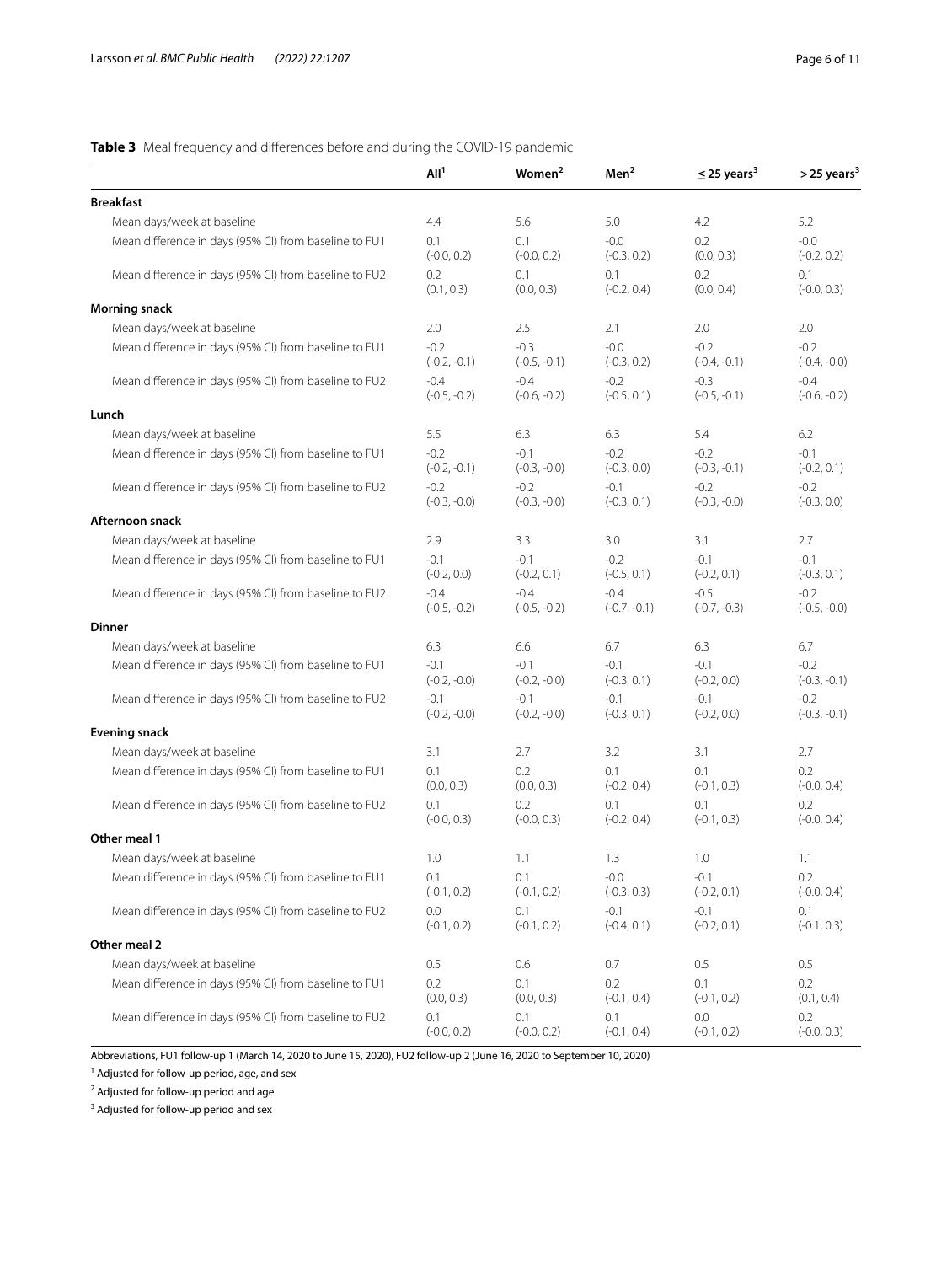**Table 3** Meal frequency and differences before and during the COVID-19 pandemic

| | All[1] | Women[2] | Men[2] | ≤ 25 years[3] | > 25 years[3] |
|---|---|---|---|---|---|
| **Breakfast** | | | | | |
| Mean days/week at baseline | 4.4 | 5.6 | 5.0 | 4.2 | 5.2 |
| Mean difference in days (95% CI) from baseline to FU1 | 0.1 (-0.0, 0.2) | 0.1 (-0.0, 0.2) | -0.0 (-0.3, 0.2) | 0.2 (0.0, 0.3) | -0.0 (-0.2, 0.2) |
| Mean difference in days (95% CI) from baseline to FU2 | 0.2 (0.1, 0.3) | 0.1 (0.0, 0.3) | 0.1 (-0.2, 0.4) | 0.2 (0.0, 0.4) | 0.1 (-0.0, 0.3) |
| **Morning snack** | | | | | |
| Mean days/week at baseline | 2.0 | 2.5 | 2.1 | 2.0 | 2.0 |
| Mean difference in days (95% CI) from baseline to FU1 | -0.2 (-0.2, -0.1) | -0.3 (-0.5, -0.1) | -0.0 (-0.3, 0.2) | -0.2 (-0.4, -0.1) | -0.2 (-0.4, -0.0) |
| Mean difference in days (95% CI) from baseline to FU2 | -0.4 (-0.5, -0.2) | -0.4 (-0.6, -0.2) | -0.2 (-0.5, 0.1) | -0.3 (-0.5, -0.1) | -0.4 (-0.6, -0.2) |
| **Lunch** | | | | | |
| Mean days/week at baseline | 5.5 | 6.3 | 6.3 | 5.4 | 6.2 |
| Mean difference in days (95% CI) from baseline to FU1 | -0.2 (-0.2, -0.1) | -0.1 (-0.3, -0.0) | -0.2 (-0.3, 0.0) | -0.2 (-0.3, -0.1) | -0.1 (-0.2, 0.1) |
| Mean difference in days (95% CI) from baseline to FU2 | -0.2 (-0.3, -0.0) | -0.2 (-0.3, -0.0) | -0.1 (-0.3, 0.1) | -0.2 (-0.3, -0.0) | -0.2 (-0.3, 0.0) |
| **Afternoon snack** | | | | | |
| Mean days/week at baseline | 2.9 | 3.3 | 3.0 | 3.1 | 2.7 |
| Mean difference in days (95% CI) from baseline to FU1 | -0.1 (-0.2, 0.0) | -0.1 (-0.2, 0.1) | -0.2 (-0.5, 0.1) | -0.1 (-0.2, 0.1) | -0.1 (-0.3, 0.1) |
| Mean difference in days (95% CI) from baseline to FU2 | -0.4 (-0.5, -0.2) | -0.4 (-0.5, -0.2) | -0.4 (-0.7, -0.1) | -0.5 (-0.7, -0.3) | -0.2 (-0.5, -0.0) |
| **Dinner** | | | | | |
| Mean days/week at baseline | 6.3 | 6.6 | 6.7 | 6.3 | 6.7 |
| Mean difference in days (95% CI) from baseline to FU1 | -0.1 (-0.2, -0.0) | -0.1 (-0.2, -0.0) | -0.1 (-0.3, 0.1) | -0.1 (-0.2, 0.0) | -0.2 (-0.3, -0.1) |
| Mean difference in days (95% CI) from baseline to FU2 | -0.1 (-0.2, -0.0) | -0.1 (-0.2, -0.0) | -0.1 (-0.3, 0.1) | -0.1 (-0.2, 0.0) | -0.2 (-0.3, -0.1) |
| **Evening snack** | | | | | |
| Mean days/week at baseline | 3.1 | 2.7 | 3.2 | 3.1 | 2.7 |
| Mean difference in days (95% CI) from baseline to FU1 | 0.1 (0.0, 0.3) | 0.2 (0.0, 0.3) | 0.1 (-0.2, 0.4) | 0.1 (-0.1, 0.3) | 0.2 (-0.0, 0.4) |
| Mean difference in days (95% CI) from baseline to FU2 | 0.1 (-0.0, 0.3) | 0.2 (-0.0, 0.3) | 0.1 (-0.2, 0.4) | 0.1 (-0.1, 0.3) | 0.2 (-0.0, 0.4) |
| **Other meal 1** | | | | | |
| Mean days/week at baseline | 1.0 | 1.1 | 1.3 | 1.0 | 1.1 |
| Mean difference in days (95% CI) from baseline to FU1 | 0.1 (-0.1, 0.2) | 0.1 (-0.1, 0.2) | -0.0 (-0.3, 0.3) | -0.1 (-0.2, 0.1) | 0.2 (-0.0, 0.4) |
| Mean difference in days (95% CI) from baseline to FU2 | 0.0 (-0.1, 0.2) | 0.1 (-0.1, 0.2) | -0.1 (-0.4, 0.1) | -0.1 (-0.2, 0.1) | 0.1 (-0.1, 0.3) |
| **Other meal 2** | | | | | |
| Mean days/week at baseline | 0.5 | 0.6 | 0.7 | 0.5 | 0.5 |
| Mean difference in days (95% CI) from baseline to FU1 | 0.2 (0.0, 0.3) | 0.1 (0.0, 0.3) | 0.2 (-0.1, 0.4) | 0.1 (-0.1, 0.2) | 0.2 (0.1, 0.4) |
| Mean difference in days (95% CI) from baseline to FU2 | 0.1 (-0.0, 0.2) | 0.1 (-0.0, 0.2) | 0.1 (-0.1, 0.4) | 0.0 (-0.1, 0.2) | 0.2 (-0.0, 0.3) |

Abbreviations, FU1 follow-up 1 (March 14, 2020 to June 15, 2020), FU2 follow-up 2 (June 16, 2020 to September 10, 2020)

[1] Adjusted for follow-up period, age, and sex

[2] Adjusted for follow-up period and age

[3] Adjusted for follow-up period and sex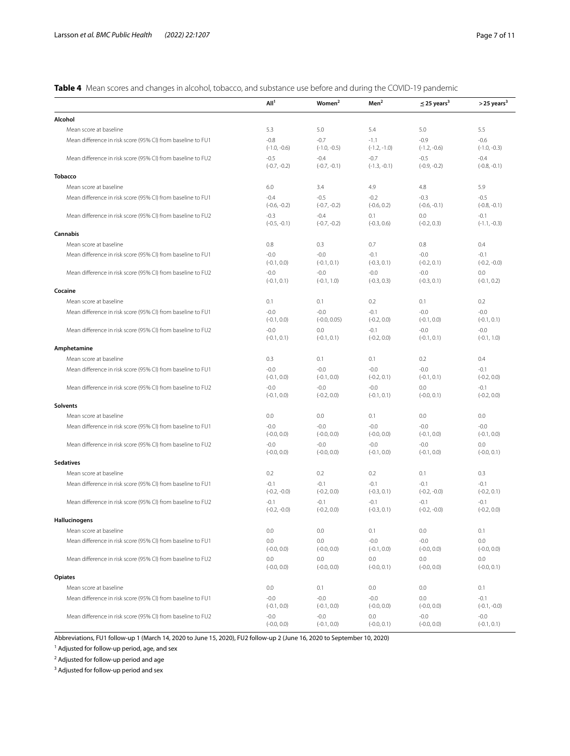**Table 4** Mean scores and changes in alcohol, tobacco, and substance use before and during the COVID-19 pandemic

| | All[1] | Women[2] | Men[2] | ≤ 25 years[3] | > 25 years[3] |
|---|---|---|---|---|---|
| **Alcohol** | | | | | |
| Mean score at baseline | 5.3 | 5.0 | 5.4 | 5.0 | 5.5 |
| Mean difference in risk score (95% CI) from baseline to FU1 | -0.8 (-1.0, -0.6) | -0.7 (-1.0, -0.5) | -1.1 (-1.2, -1.0) | -0.9 (-1.2, -0.6) | -0.6 (-1.0, -0.3) |
| Mean difference in risk score (95% CI) from baseline to FU2 | -0.5 (-0.7, -0.2) | -0.4 (-0.7, -0.1) | -0.7 (-1.3, -0.1) | -0.5 (-0.9, -0.2) | -0.4 (-0.8, -0.1) |
| **Tobacco** | | | | | |
| Mean score at baseline | 6.0 | 3.4 | 4.9 | 4.8 | 5.9 |
| Mean difference in risk score (95% CI) from baseline to FU1 | -0.4 (-0.6, -0.2) | -0.5 (-0.7, -0.2) | -0.2 (-0.6, 0.2) | -0.3 (-0.6, -0.1) | -0.5 (-0.8, -0.1) |
| Mean difference in risk score (95% CI) from baseline to FU2 | -0.3 (-0.5, -0.1) | -0.4 (-0.7, -0.2) | 0.1 (-0.3, 0.6) | 0.0 (-0.2, 0.3) | -0.1 (-1.1, -0.3) |
| **Cannabis** | | | | | |
| Mean score at baseline | 0.8 | 0.3 | 0.7 | 0.8 | 0.4 |
| Mean difference in risk score (95% CI) from baseline to FU1 | -0.0 (-0.1, 0.0) | -0.0 (-0.1, 0.1) | -0.1 (-0.3, 0.1) | -0.0 (-0.2, 0.1) | -0.1 (-0.2, -0.0) |
| Mean difference in risk score (95% CI) from baseline to FU2 | -0.0 (-0.1, 0.1) | -0.0 (-0.1, 1.0) | -0.0 (-0.3, 0.3) | -0.0 (-0.3, 0.1) | 0.0 (-0.1, 0.2) |
| **Cocaine** | | | | | |
| Mean score at baseline | 0.1 | 0.1 | 0.2 | 0.1 | 0.2 |
| Mean difference in risk score (95% CI) from baseline to FU1 | -0.0 (-0.1, 0.0) | -0.0 (-0.0, 0.05) | -0.1 (-0.2, 0.0) | -0.0 (-0.1, 0.0) | -0.0 (-0.1, 0.1) |
| Mean difference in risk score (95% CI) from baseline to FU2 | -0.0 (-0.1, 0.1) | 0.0 (-0.1, 0.1) | -0.1 (-0.2, 0.0) | -0.0 (-0.1, 0.1) | -0.0 (-0.1, 1.0) |
| **Amphetamine** | | | | | |
| Mean score at baseline | 0.3 | 0.1 | 0.1 | 0.2 | 0.4 |
| Mean difference in risk score (95% CI) from baseline to FU1 | -0.0 (-0.1, 0.0) | -0.0 (-0.1, 0.0) | -0.0 (-0.2, 0.1) | -0.0 (-0.1, 0.1) | -0.1 (-0.2, 0.0) |
| Mean difference in risk score (95% CI) from baseline to FU2 | -0.0 (-0.1, 0.0) | -0.0 (-0.2, 0.0) | -0.0 (-0.1, 0.1) | 0.0 (-0.0, 0.1) | -0.1 (-0.2, 0.0) |
| **Solvents** | | | | | |
| Mean score at baseline | 0.0 | 0.0 | 0.1 | 0.0 | 0.0 |
| Mean difference in risk score (95% CI) from baseline to FU1 | -0.0 (-0.0, 0.0) | -0.0 (-0.0, 0.0) | -0.0 (-0.0, 0.0) | -0.0 (-0.1, 0.0) | -0.0 (-0.1, 0.0) |
| Mean difference in risk score (95% CI) from baseline to FU2 | -0.0 (-0.0, 0.0) | -0.0 (-0.0, 0.0) | -0.0 (-0.1, 0.0) | -0.0 (-0.1, 0.0) | 0.0 (-0.0, 0.1) |
| **Sedatives** | | | | | |
| Mean score at baseline | 0.2 | 0.2 | 0.2 | 0.1 | 0.3 |
| Mean difference in risk score (95% CI) from baseline to FU1 | -0.1 (-0.2, -0.0) | -0.1 (-0.2, 0.0) | -0.1 (-0.3, 0.1) | -0.1 (-0.2, -0.0) | -0.1 (-0.2, 0.1) |
| Mean difference in risk score (95% CI) from baseline to FU2 | -0.1 (-0.2, -0.0) | -0.1 (-0.2, 0.0) | -0.1 (-0.3, 0.1) | -0.1 (-0.2, -0.0) | -0.1 (-0.2, 0.0) |
| **Hallucinogens** | | | | | |
| Mean score at baseline | 0.0 | 0.0 | 0.1 | 0.0 | 0.1 |
| Mean difference in risk score (95% CI) from baseline to FU1 | 0.0 (-0.0, 0.0) | 0.0 (-0.0, 0.0) | -0.0 (-0.1, 0.0) | -0.0 (-0.0, 0.0) | 0.0 (-0.0, 0.0) |
| Mean difference in risk score (95% CI) from baseline to FU2 | 0.0 (-0.0, 0.0) | 0.0 (-0.0, 0.0) | 0.0 (-0.0, 0.1) | 0.0 (-0.0, 0.0) | 0.0 (-0.0, 0.1) |
| **Opiates** | | | | | |
| Mean score at baseline | 0.0 | 0.1 | 0.0 | 0.0 | 0.1 |
| Mean difference in risk score (95% CI) from baseline to FU1 | -0.0 (-0.1, 0.0) | -0.0 (-0.1, 0.0) | -0.0 (-0.0, 0.0) | 0.0 (-0.0, 0.0) | -0.1 (-0.1, -0.0) |
| Mean difference in risk score (95% CI) from baseline to FU2 | -0.0 (-0.0, 0.0) | -0.0 (-0.1, 0.0) | 0.0 (-0.0, 0.1) | -0.0 (-0.0, 0.0) | -0.0 (-0.1, 0.1) |

Abbreviations, FU1 follow-up 1 (March 14, 2020 to June 15, 2020), FU2 follow-up 2 (June 16, 2020 to September 10, 2020)

[1] Adjusted for follow-up period, age, and sex

[2] Adjusted for follow-up period and age

[3] Adjusted for follow-up period and sex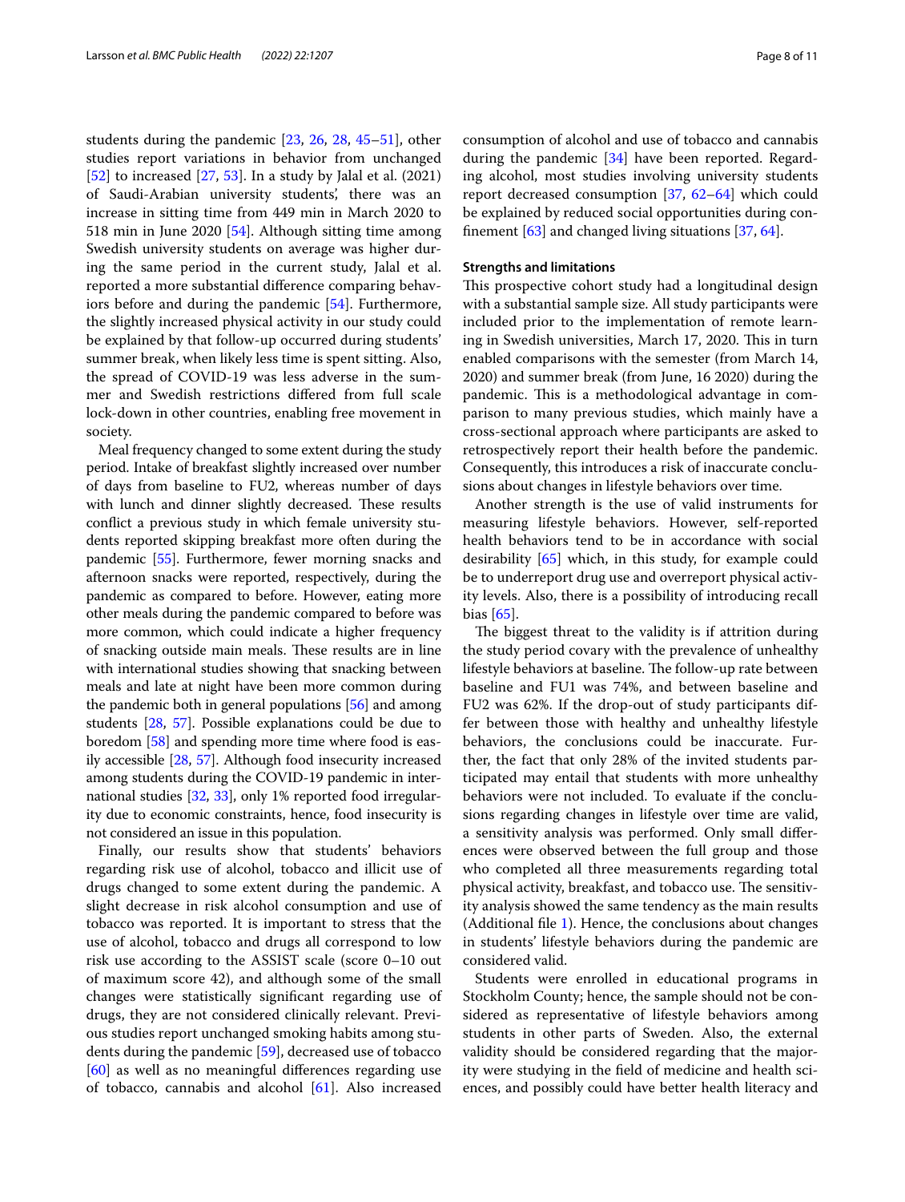students during the pandemic [23, 26, 28, 45–51], other studies report variations in behavior from unchanged [52] to increased [27, 53]. In a study by Jalal et al. (2021) of Saudi-Arabian university students', there was an increase in sitting time from 449 min in March 2020 to 518 min in June 2020 [54]. Although sitting time among Swedish university students on average was higher during the same period in the current study, Jalal et al. reported a more substantial difference comparing behaviors before and during the pandemic [54]. Furthermore, the slightly increased physical activity in our study could be explained by that follow-up occurred during students' summer break, when likely less time is spent sitting. Also, the spread of COVID-19 was less adverse in the summer and Swedish restrictions differed from full scale lock-down in other countries, enabling free movement in society.

Meal frequency changed to some extent during the study period. Intake of breakfast slightly increased over number of days from baseline to FU2, whereas number of days with lunch and dinner slightly decreased. These results conflict a previous study in which female university students reported skipping breakfast more often during the pandemic [55]. Furthermore, fewer morning snacks and afternoon snacks were reported, respectively, during the pandemic as compared to before. However, eating more other meals during the pandemic compared to before was more common, which could indicate a higher frequency of snacking outside main meals. These results are in line with international studies showing that snacking between meals and late at night have been more common during the pandemic both in general populations [56] and among students [28, 57]. Possible explanations could be due to boredom [58] and spending more time where food is easily accessible [28, 57]. Although food insecurity increased among students during the COVID-19 pandemic in international studies [32, 33], only 1% reported food irregularity due to economic constraints, hence, food insecurity is not considered an issue in this population.

Finally, our results show that students' behaviors regarding risk use of alcohol, tobacco and illicit use of drugs changed to some extent during the pandemic. A slight decrease in risk alcohol consumption and use of tobacco was reported. It is important to stress that the use of alcohol, tobacco and drugs all correspond to low risk use according to the ASSIST scale (score 0–10 out of maximum score 42), and although some of the small changes were statistically significant regarding use of drugs, they are not considered clinically relevant. Previous studies report unchanged smoking habits among students during the pandemic [59], decreased use of tobacco [60] as well as no meaningful differences regarding use of tobacco, cannabis and alcohol [61]. Also increased consumption of alcohol and use of tobacco and cannabis during the pandemic [34] have been reported. Regarding alcohol, most studies involving university students report decreased consumption [37, 62–64] which could be explained by reduced social opportunities during confinement [63] and changed living situations [37, 64].

### Strengths and limitations

This prospective cohort study had a longitudinal design with a substantial sample size. All study participants were included prior to the implementation of remote learning in Swedish universities, March 17, 2020. This in turn enabled comparisons with the semester (from March 14, 2020) and summer break (from June, 16 2020) during the pandemic. This is a methodological advantage in comparison to many previous studies, which mainly have a cross-sectional approach where participants are asked to retrospectively report their health before the pandemic. Consequently, this introduces a risk of inaccurate conclusions about changes in lifestyle behaviors over time.

Another strength is the use of valid instruments for measuring lifestyle behaviors. However, self-reported health behaviors tend to be in accordance with social desirability [65] which, in this study, for example could be to underreport drug use and overreport physical activity levels. Also, there is a possibility of introducing recall bias [65].

The biggest threat to the validity is if attrition during the study period covary with the prevalence of unhealthy lifestyle behaviors at baseline. The follow-up rate between baseline and FU1 was 74%, and between baseline and FU2 was 62%. If the drop-out of study participants differ between those with healthy and unhealthy lifestyle behaviors, the conclusions could be inaccurate. Further, the fact that only 28% of the invited students participated may entail that students with more unhealthy behaviors were not included. To evaluate if the conclusions regarding changes in lifestyle over time are valid, a sensitivity analysis was performed. Only small differences were observed between the full group and those who completed all three measurements regarding total physical activity, breakfast, and tobacco use. The sensitivity analysis showed the same tendency as the main results (Additional file 1). Hence, the conclusions about changes in students' lifestyle behaviors during the pandemic are considered valid.

Students were enrolled in educational programs in Stockholm County; hence, the sample should not be considered as representative of lifestyle behaviors among students in other parts of Sweden. Also, the external validity should be considered regarding that the majority were studying in the field of medicine and health sciences, and possibly could have better health literacy and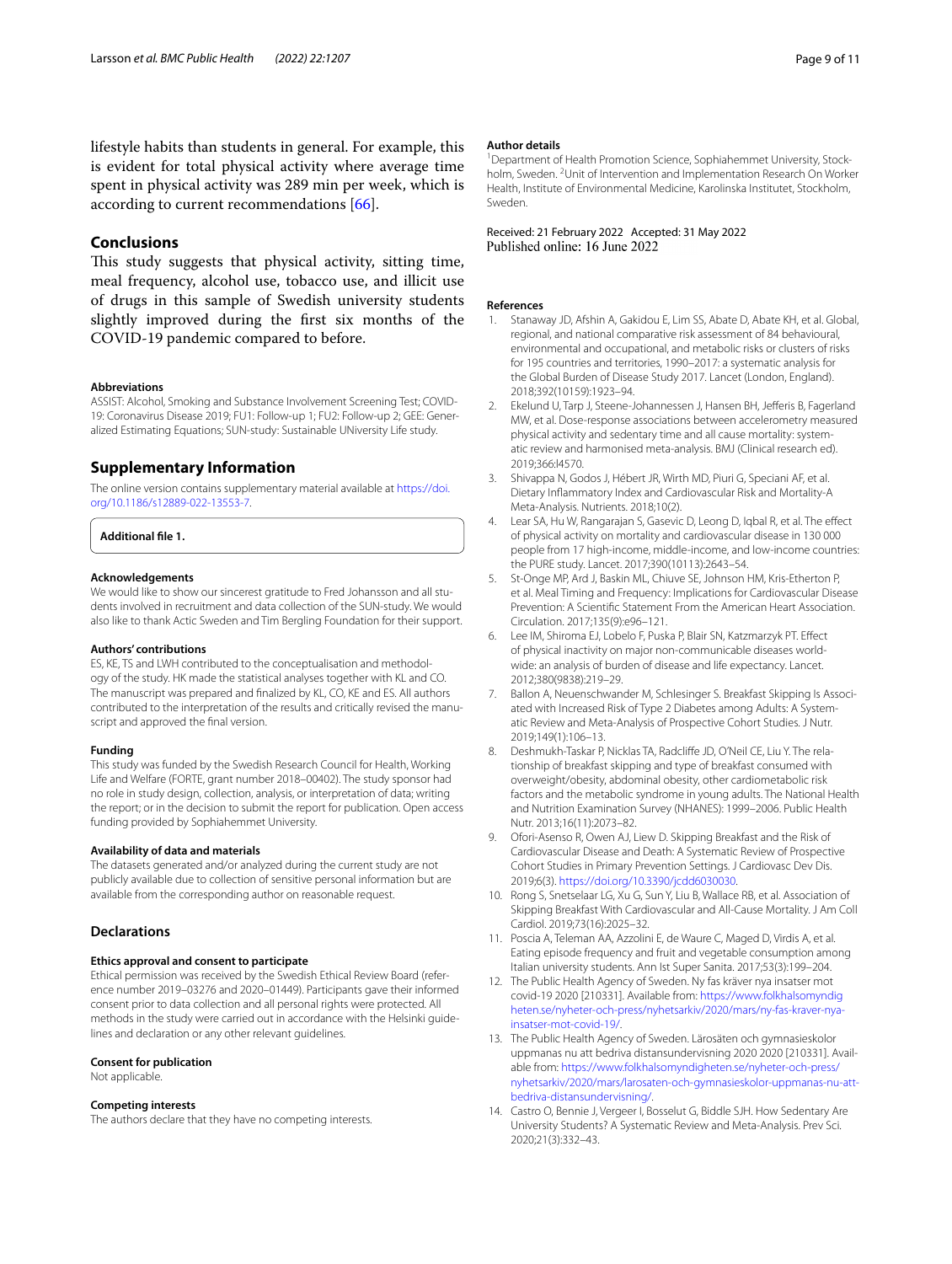lifestyle habits than students in general. For example, this is evident for total physical activity where average time spent in physical activity was 289 min per week, which is according to current recommendations [66].

## Conclusions

This study suggests that physical activity, sitting time, meal frequency, alcohol use, tobacco use, and illicit use of drugs in this sample of Swedish university students slightly improved during the first six months of the COVID-19 pandemic compared to before.

### Abbreviations

ASSIST: Alcohol, Smoking and Substance Involvement Screening Test; COVID-19: Coronavirus Disease 2019; FU1: Follow-up 1; FU2: Follow-up 2; GEE: Generalized Estimating Equations; SUN-study: Sustainable UNiversity Life study.

## Supplementary Information

The online version contains supplementary material available at https://doi.org/10.1186/s12889-022-13553-7.

**Additional file 1.**

### Acknowledgements

We would like to show our sincerest gratitude to Fred Johansson and all students involved in recruitment and data collection of the SUN-study. We would also like to thank Actic Sweden and Tim Bergling Foundation for their support.

### Authors' contributions

ES, KE, TS and LWH contributed to the conceptualisation and methodology of the study. HK made the statistical analyses together with KL and CO. The manuscript was prepared and finalized by KL, CO, KE and ES. All authors contributed to the interpretation of the results and critically revised the manuscript and approved the final version.

### Funding

This study was funded by the Swedish Research Council for Health, Working Life and Welfare (FORTE, grant number 2018–00402). The study sponsor had no role in study design, collection, analysis, or interpretation of data; writing the report; or in the decision to submit the report for publication. Open access funding provided by Sophiahemmet University.

### Availability of data and materials

The datasets generated and/or analyzed during the current study are not publicly available due to collection of sensitive personal information but are available from the corresponding author on reasonable request.

## Declarations

### Ethics approval and consent to participate

Ethical permission was received by the Swedish Ethical Review Board (reference number 2019–03276 and 2020–01449). Participants gave their informed consent prior to data collection and all personal rights were protected. All methods in the study were carried out in accordance with the Helsinki guidelines and declaration or any other relevant guidelines.

### Consent for publication

Not applicable.

### Competing interests

The authors declare that they have no competing interests.

### Author details

[1]Department of Health Promotion Science, Sophiahemmet University, Stockholm, Sweden. [2]Unit of Intervention and Implementation Research On Worker Health, Institute of Environmental Medicine, Karolinska Institutet, Stockholm, Sweden.

Received: 21 February 2022 Accepted: 31 May 2022
Published online: 16 June 2022

### References

1. Stanaway JD, Afshin A, Gakidou E, Lim SS, Abate D, Abate KH, et al. Global, regional, and national comparative risk assessment of 84 behavioural, environmental and occupational, and metabolic risks or clusters of risks for 195 countries and territories, 1990–2017: a systematic analysis for the Global Burden of Disease Study 2017. Lancet (London, England). 2018;392(10159):1923–94.
2. Ekelund U, Tarp J, Steene-Johannessen J, Hansen BH, Jefferis B, Fagerland MW, et al. Dose-response associations between accelerometry measured physical activity and sedentary time and all cause mortality: systematic review and harmonised meta-analysis. BMJ (Clinical research ed). 2019;366:l4570.
3. Shivappa N, Godos J, Hébert JR, Wirth MD, Piuri G, Speciani AF, et al. Dietary Inflammatory Index and Cardiovascular Risk and Mortality-A Meta-Analysis. Nutrients. 2018;10(2).
4. Lear SA, Hu W, Rangarajan S, Gasevic D, Leong D, Iqbal R, et al. The effect of physical activity on mortality and cardiovascular disease in 130 000 people from 17 high-income, middle-income, and low-income countries: the PURE study. Lancet. 2017;390(10113):2643–54.
5. St-Onge MP, Ard J, Baskin ML, Chiuve SE, Johnson HM, Kris-Etherton P, et al. Meal Timing and Frequency: Implications for Cardiovascular Disease Prevention: A Scientific Statement From the American Heart Association. Circulation. 2017;135(9):e96–121.
6. Lee IM, Shiroma EJ, Lobelo F, Puska P, Blair SN, Katzmarzyk PT. Effect of physical inactivity on major non-communicable diseases worldwide: an analysis of burden of disease and life expectancy. Lancet. 2012;380(9838):219–29.
7. Ballon A, Neuenschwander M, Schlesinger S. Breakfast Skipping Is Associated with Increased Risk of Type 2 Diabetes among Adults: A Systematic Review and Meta-Analysis of Prospective Cohort Studies. J Nutr. 2019;149(1):106–13.
8. Deshmukh-Taskar P, Nicklas TA, Radcliffe JD, O'Neil CE, Liu Y. The relationship of breakfast skipping and type of breakfast consumed with overweight/obesity, abdominal obesity, other cardiometabolic risk factors and the metabolic syndrome in young adults. The National Health and Nutrition Examination Survey (NHANES): 1999–2006. Public Health Nutr. 2013;16(11):2073–82.
9. Ofori-Asenso R, Owen AJ, Liew D. Skipping Breakfast and the Risk of Cardiovascular Disease and Death: A Systematic Review of Prospective Cohort Studies in Primary Prevention Settings. J Cardiovasc Dev Dis. 2019;6(3). https://doi.org/10.3390/jcdd6030030.
10. Rong S, Snetselaar LG, Xu G, Sun Y, Liu B, Wallace RB, et al. Association of Skipping Breakfast With Cardiovascular and All-Cause Mortality. J Am Coll Cardiol. 2019;73(16):2025–32.
11. Poscia A, Teleman AA, Azzolini E, de Waure C, Maged D, Virdis A, et al. Eating episode frequency and fruit and vegetable consumption among Italian university students. Ann Ist Super Sanita. 2017;53(3):199–204.
12. The Public Health Agency of Sweden. Ny fas kräver nya insatser mot covid-19 2020 [210331]. Available from: https://www.folkhalsomyndigheten.se/nyheter-och-press/nyhetsarkiv/2020/mars/ny-fas-kraver-nya-insatser-mot-covid-19/.
13. The Public Health Agency of Sweden. Lärosäten och gymnasieskolor uppmanas nu att bedriva distansundervisning 2020 2020 [210331]. Available from: https://www.folkhalsomyndigheten.se/nyheter-och-press/nyhetsarkiv/2020/mars/larosaten-och-gymnasieskolor-uppmanas-nu-att-bedriva-distansundervisning/.
14. Castro O, Bennie J, Vergeer I, Bosselut G, Biddle SJH. How Sedentary Are University Students? A Systematic Review and Meta-Analysis. Prev Sci. 2020;21(3):332–43.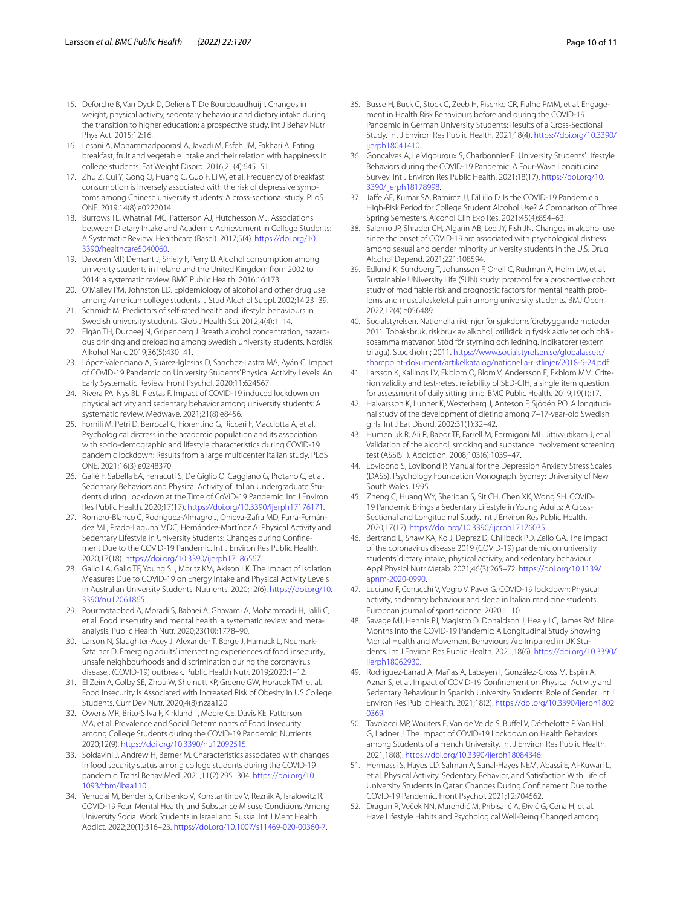15. Deforche B, Van Dyck D, Deliens T, De Bourdeaudhuij I. Changes in weight, physical activity, sedentary behaviour and dietary intake during the transition to higher education: a prospective study. Int J Behav Nutr Phys Act. 2015;12:16.
16. Lesani A, Mohammadpoorasl A, Javadi M, Esfeh JM, Fakhari A. Eating breakfast, fruit and vegetable intake and their relation with happiness in college students. Eat Weight Disord. 2016;21(4):645–51.
17. Zhu Z, Cui Y, Gong Q, Huang C, Guo F, Li W, et al. Frequency of breakfast consumption is inversely associated with the risk of depressive symptoms among Chinese university students: A cross-sectional study. PLoS ONE. 2019;14(8):e0222014.
18. Burrows TL, Whatnall MC, Patterson AJ, Hutchesson MJ. Associations between Dietary Intake and Academic Achievement in College Students: A Systematic Review. Healthcare (Basel). 2017;5(4). https://doi.org/10.3390/healthcare5040060.
19. Davoren MP, Demant J, Shiely F, Perry IJ. Alcohol consumption among university students in Ireland and the United Kingdom from 2002 to 2014: a systematic review. BMC Public Health. 2016;16:173.
20. O'Malley PM, Johnston LD. Epidemiology of alcohol and other drug use among American college students. J Stud Alcohol Suppl. 2002;14:23–39.
21. Schmidt M. Predictors of self-rated health and lifestyle behaviours in Swedish university students. Glob J Health Sci. 2012;4(4):1–14.
22. Elgàn TH, Durbeej N, Gripenberg J. Breath alcohol concentration, hazardous drinking and preloading among Swedish university students. Nordisk Alkohol Nark. 2019;36(5):430–41.
23. López-Valenciano A, Suárez-Iglesias D, Sanchez-Lastra MA, Ayán C. Impact of COVID-19 Pandemic on University Students' Physical Activity Levels: An Early Systematic Review. Front Psychol. 2020;11:624567.
24. Rivera PA, Nys BL, Fiestas F. Impact of COVID-19 induced lockdown on physical activity and sedentary behavior among university students: A systematic review. Medwave. 2021;21(8):e8456.
25. Fornili M, Petri D, Berrocal C, Fiorentino G, Ricceri F, Macciotta A, et al. Psychological distress in the academic population and its association with socio-demographic and lifestyle characteristics during COVID-19 pandemic lockdown: Results from a large multicenter Italian study. PLoS ONE. 2021;16(3):e0248370.
26. Gallè F, Sabella EA, Ferracuti S, De Giglio O, Caggiano G, Protano C, et al. Sedentary Behaviors and Physical Activity of Italian Undergraduate Students during Lockdown at the Time of CoViD-19 Pandemic. Int J Environ Res Public Health. 2020;17(17). https://doi.org/10.3390/ijerph17176171.
27. Romero-Blanco C, Rodríguez-Almagro J, Onieva-Zafra MD, Parra-Fernández ML, Prado-Laguna MDC, Hernández-Martínez A. Physical Activity and Sedentary Lifestyle in University Students: Changes during Confinement Due to the COVID-19 Pandemic. Int J Environ Res Public Health. 2020;17(18). https://doi.org/10.3390/ijerph17186567.
28. Gallo LA, Gallo TF, Young SL, Moritz KM, Akison LK. The Impact of Isolation Measures Due to COVID-19 on Energy Intake and Physical Activity Levels in Australian University Students. Nutrients. 2020;12(6). https://doi.org/10.3390/nu12061865.
29. Pourmotabbed A, Moradi S, Babaei A, Ghavami A, Mohammadi H, Jalili C, et al. Food insecurity and mental health: a systematic review and meta-analysis. Public Health Nutr. 2020;23(10):1778–90.
30. Larson N, Slaughter-Acey J, Alexander T, Berge J, Harnack L, Neumark-Sztainer D, Emerging adults' intersecting experiences of food insecurity, unsafe neighbourhoods and discrimination during the coronavirus disease,. (COVID-19) outbreak. Public Health Nutr. 2019;2020:1–12.
31. El Zein A, Colby SE, Zhou W, Shelnutt KP, Greene GW, Horacek TM, et al. Food Insecurity Is Associated with Increased Risk of Obesity in US College Students. Curr Dev Nutr. 2020;4(8):nzaa120.
32. Owens MR, Brito-Silva F, Kirkland T, Moore CE, Davis KE, Patterson MA, et al. Prevalence and Social Determinants of Food Insecurity among College Students during the COVID-19 Pandemic. Nutrients. 2020;12(9). https://doi.org/10.3390/nu12092515.
33. Soldavini J, Andrew H, Berner M. Characteristics associated with changes in food security status among college students during the COVID-19 pandemic. Transl Behav Med. 2021;11(2):295–304. https://doi.org/10.1093/tbm/ibaa110.
34. Yehudai M, Bender S, Gritsenko V, Konstantinov V, Reznik A, Isralowitz R. COVID-19 Fear, Mental Health, and Substance Misuse Conditions Among University Social Work Students in Israel and Russia. Int J Ment Health Addict. 2022;20(1):316–23. https://doi.org/10.1007/s11469-020-00360-7.
35. Busse H, Buck C, Stock C, Zeeb H, Pischke CR, Fialho PMM, et al. Engagement in Health Risk Behaviours before and during the COVID-19 Pandemic in German University Students: Results of a Cross-Sectional Study. Int J Environ Res Public Health. 2021;18(4). https://doi.org/10.3390/ijerph18041410.
36. Goncalves A, Le Vigouroux S, Charbonnier E. University Students' Lifestyle Behaviors during the COVID-19 Pandemic: A Four-Wave Longitudinal Survey. Int J Environ Res Public Health. 2021;18(17). https://doi.org/10.3390/ijerph18178998.
37. Jaffe AE, Kumar SA, Ramirez JJ, DiLillo D. Is the COVID-19 Pandemic a High-Risk Period for College Student Alcohol Use? A Comparison of Three Spring Semesters. Alcohol Clin Exp Res. 2021;45(4):854–63.
38. Salerno JP, Shrader CH, Algarin AB, Lee JY, Fish JN. Changes in alcohol use since the onset of COVID-19 are associated with psychological distress among sexual and gender minority university students in the U.S. Drug Alcohol Depend. 2021;221:108594.
39. Edlund K, Sundberg T, Johansson F, Onell C, Rudman A, Holm LW, et al. Sustainable UNiversity Life (SUN) study: protocol for a prospective cohort study of modifiable risk and prognostic factors for mental health problems and musculoskeletal pain among university students. BMJ Open. 2022;12(4):e056489.
40. Socialstyrelsen. Nationella riktlinjer för sjukdomsförebyggande metoder 2011. Tobaksbruk, riskbruk av alkohol, otillräcklig fysisk aktivitet och ohälsosamma matvanor. Stöd för styrning och ledning. Indikatorer (extern bilaga). Stockholm; 2011. https://www.socialstyrelsen.se/globalassets/sharepoint-dokument/artikelkatalog/nationella-riktlinjer/2018-6-24.pdf.
41. Larsson K, Kallings LV, Ekblom O, Blom V, Andersson E, Ekblom MM. Criterion validity and test-retest reliability of SED-GIH, a single item question for assessment of daily sitting time. BMC Public Health. 2019;19(1):17.
42. Halvarsson K, Lunner K, Westerberg J, Anteson F, Sjödén PO. A longitudinal study of the development of dieting among 7–17-year-old Swedish girls. Int J Eat Disord. 2002;31(1):32–42.
43. Humeniuk R, Ali R, Babor TF, Farrell M, Formigoni ML, Jittiwutikarn J, et al. Validation of the alcohol, smoking and substance involvement screening test (ASSIST). Addiction. 2008;103(6):1039–47.
44. Lovibond S, Lovibond P. Manual for the Depression Anxiety Stress Scales (DASS). Psychology Foundation Monograph. Sydney: University of New South Wales, 1995.
45. Zheng C, Huang WY, Sheridan S, Sit CH, Chen XK, Wong SH. COVID-19 Pandemic Brings a Sedentary Lifestyle in Young Adults: A Cross-Sectional and Longitudinal Study. Int J Environ Res Public Health. 2020;17(17). https://doi.org/10.3390/ijerph17176035.
46. Bertrand L, Shaw KA, Ko J, Deprez D, Chilibeck PD, Zello GA. The impact of the coronavirus disease 2019 (COVID-19) pandemic on university students' dietary intake, physical activity, and sedentary behaviour. Appl Physiol Nutr Metab. 2021;46(3):265–72. https://doi.org/10.1139/apnm-2020-0990.
47. Luciano F, Cenacchi V, Vegro V, Pavei G. COVID-19 lockdown: Physical activity, sedentary behaviour and sleep in Italian medicine students. European journal of sport science. 2020:1–10.
48. Savage MJ, Hennis PJ, Magistro D, Donaldson J, Healy LC, James RM. Nine Months into the COVID-19 Pandemic: A Longitudinal Study Showing Mental Health and Movement Behaviours Are Impaired in UK Students. Int J Environ Res Public Health. 2021;18(6). https://doi.org/10.3390/ijerph18062930.
49. Rodríguez-Larrad A, Mañas A, Labayen I, González-Gross M, Espin A, Aznar S, et al. Impact of COVID-19 Confinement on Physical Activity and Sedentary Behaviour in Spanish University Students: Role of Gender. Int J Environ Res Public Health. 2021;18(2). https://doi.org/10.3390/ijerph18020369.
50. Tavolacci MP, Wouters E, Van de Velde S, Buffel V, Déchelotte P, Van Hal G, Ladner J. The Impact of COVID-19 Lockdown on Health Behaviors among Students of a French University. Int J Environ Res Public Health. 2021;18(8). https://doi.org/10.3390/ijerph18084346.
51. Hermassi S, Hayes LD, Salman A, Sanal-Hayes NEM, Abassi E, Al-Kuwari L, et al. Physical Activity, Sedentary Behavior, and Satisfaction With Life of University Students in Qatar: Changes During Confinement Due to the COVID-19 Pandemic. Front Psychol. 2021;12:704562.
52. Dragun R, Veček NN, Marendić M, Pribisalić A, Đivić G, Cena H, et al. Have Lifestyle Habits and Psychological Well-Being Changed among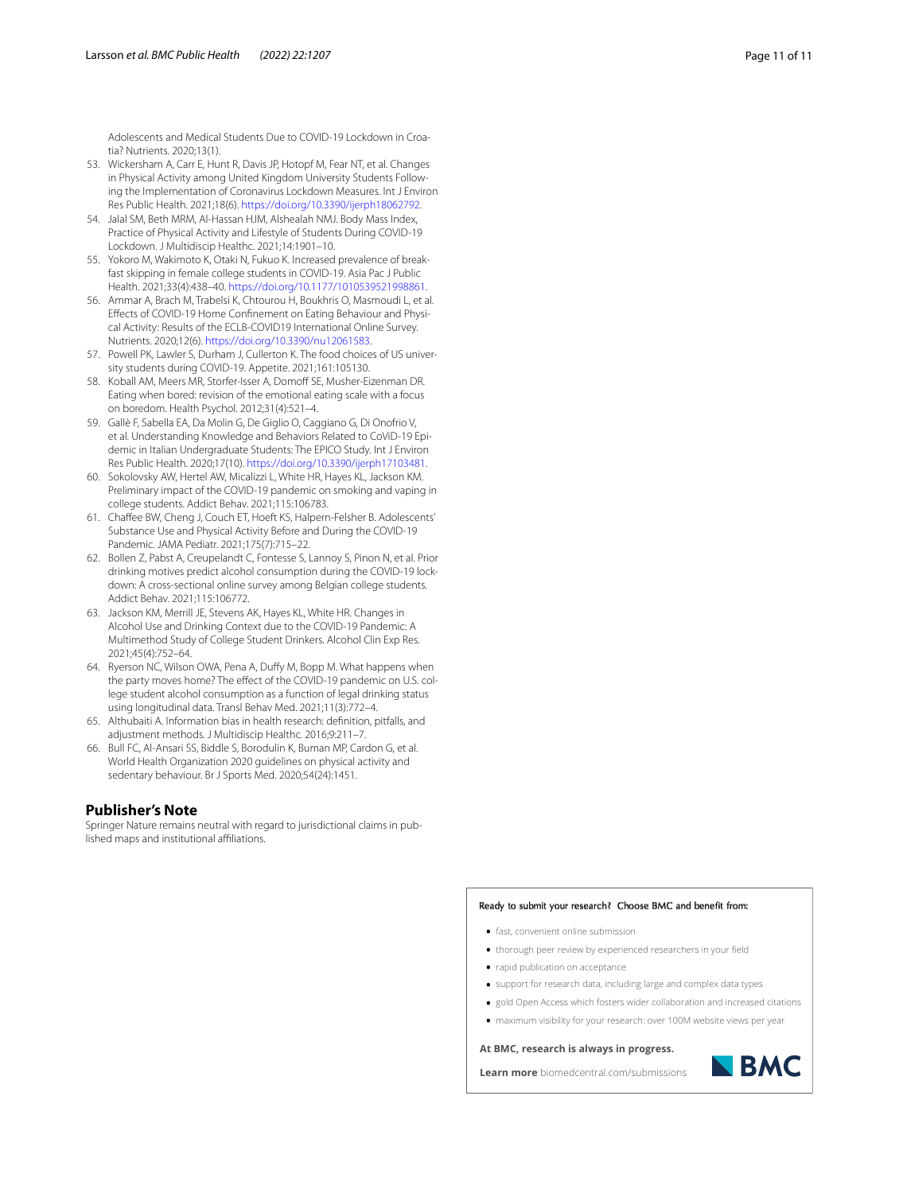Adolescents and Medical Students Due to COVID-19 Lockdown in Croatia? Nutrients. 2020;13(1).

53. Wickersham A, Carr E, Hunt R, Davis JP, Hotopf M, Fear NT, et al. Changes in Physical Activity among United Kingdom University Students Following the Implementation of Coronavirus Lockdown Measures. Int J Environ Res Public Health. 2021;18(6). https://doi.org/10.3390/ijerph18062792.
54. Jalal SM, Beth MRM, Al-Hassan HJM, Alshealah NMJ. Body Mass Index, Practice of Physical Activity and Lifestyle of Students During COVID-19 Lockdown. J Multidiscip Healthc. 2021;14:1901–10.
55. Yokoro M, Wakimoto K, Otaki N, Fukuo K. Increased prevalence of breakfast skipping in female college students in COVID-19. Asia Pac J Public Health. 2021;33(4):438–40. https://doi.org/10.1177/1010539521998861.
56. Ammar A, Brach M, Trabelsi K, Chtourou H, Boukhris O, Masmoudi L, et al. Effects of COVID-19 Home Confinement on Eating Behaviour and Physical Activity: Results of the ECLB-COVID19 International Online Survey. Nutrients. 2020;12(6). https://doi.org/10.3390/nu12061583.
57. Powell PK, Lawler S, Durham J, Cullerton K. The food choices of US university students during COVID-19. Appetite. 2021;161:105130.
58. Koball AM, Meers MR, Storfer-Isser A, Domoff SE, Musher-Eizenman DR. Eating when bored: revision of the emotional eating scale with a focus on boredom. Health Psychol. 2012;31(4):521–4.
59. Gallè F, Sabella EA, Da Molin G, De Giglio O, Caggiano G, Di Onofrio V, et al. Understanding Knowledge and Behaviors Related to CoViD-19 Epidemic in Italian Undergraduate Students: The EPICO Study. Int J Environ Res Public Health. 2020;17(10). https://doi.org/10.3390/ijerph17103481.
60. Sokolovsky AW, Hertel AW, Micalizzi L, White HR, Hayes KL, Jackson KM. Preliminary impact of the COVID-19 pandemic on smoking and vaping in college students. Addict Behav. 2021;115:106783.
61. Chaffee BW, Cheng J, Couch ET, Hoeft KS, Halpern-Felsher B. Adolescents' Substance Use and Physical Activity Before and During the COVID-19 Pandemic. JAMA Pediatr. 2021;175(7):715–22.
62. Bollen Z, Pabst A, Creupelandt C, Fontesse S, Lannoy S, Pinon N, et al. Prior drinking motives predict alcohol consumption during the COVID-19 lockdown: A cross-sectional online survey among Belgian college students. Addict Behav. 2021;115:106772.
63. Jackson KM, Merrill JE, Stevens AK, Hayes KL, White HR. Changes in Alcohol Use and Drinking Context due to the COVID-19 Pandemic: A Multimethod Study of College Student Drinkers. Alcohol Clin Exp Res. 2021;45(4):752–64.
64. Ryerson NC, Wilson OWA, Pena A, Duffy M, Bopp M. What happens when the party moves home? The effect of the COVID-19 pandemic on U.S. college student alcohol consumption as a function of legal drinking status using longitudinal data. Transl Behav Med. 2021;11(3):772–4.
65. Althubaiti A. Information bias in health research: definition, pitfalls, and adjustment methods. J Multidiscip Healthc. 2016;9:211–7.
66. Bull FC, Al-Ansari SS, Biddle S, Borodulin K, Buman MP, Cardon G, et al. World Health Organization 2020 guidelines on physical activity and sedentary behaviour. Br J Sports Med. 2020;54(24):1451.

## Publisher's Note

Springer Nature remains neutral with regard to jurisdictional claims in published maps and institutional affiliations.

Ready to submit your research? Choose BMC and benefit from:

- fast, convenient online submission
- thorough peer review by experienced researchers in your field
- rapid publication on acceptance
- support for research data, including large and complex data types
- gold Open Access which fosters wider collaboration and increased citations
- maximum visibility for your research: over 100M website views per year

**At BMC, research is always in progress.**

**Learn more** biomedcentral.com/submissions

BMC